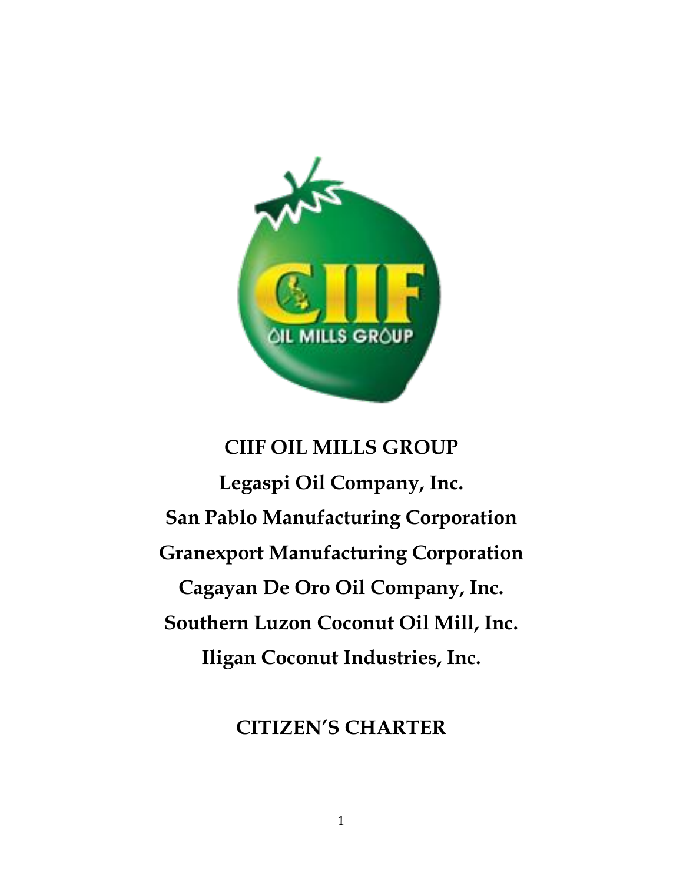# CIIF OIL MILLS GROUP

**Legaspi Oil Company, Inc.**

**San Pablo Manufacturing Corporation**

**Granexport Manufacturing Corporation**

**Cagayan De Oro Oil Company, Inc.**

**Southern Luzon Coconut Oil Mill, Inc.**

**Iligan Coconut Industries, Inc.**

## CITIZEN'S CHARTER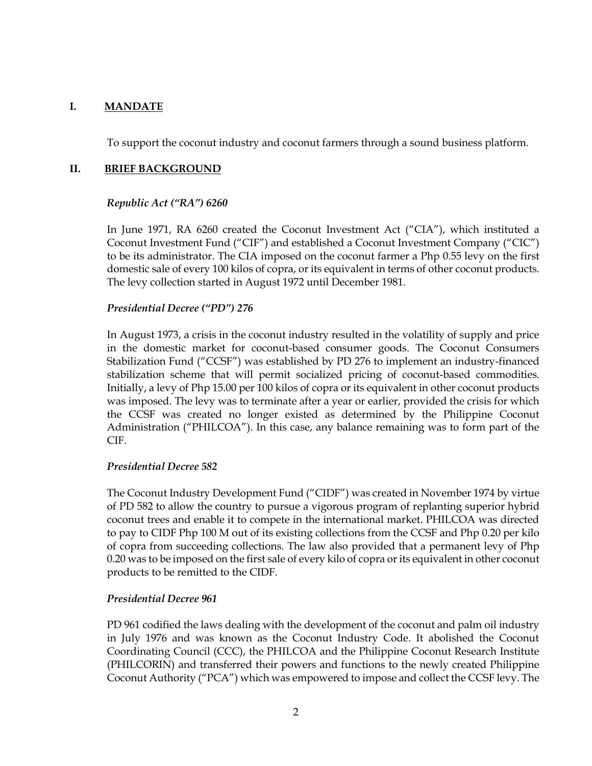## I. MANDATE

To support the coconut industry and coconut farmers through a sound business platform.

## II. BRIEF BACKGROUND

### *Republic Act ("RA") 6260*

In June 1971, RA 6260 created the Coconut Investment Act ("CIA"), which instituted a Coconut Investment Fund ("CIF") and established a Coconut Investment Company ("CIC") to be its administrator. The CIA imposed on the coconut farmer a Php 0.55 levy on the first domestic sale of every 100 kilos of copra, or its equivalent in terms of other coconut products. The levy collection started in August 1972 until December 1981.

### *Presidential Decree ("PD") 276*

In August 1973, a crisis in the coconut industry resulted in the volatility of supply and price in the domestic market for coconut-based consumer goods. The Coconut Consumers Stabilization Fund ("CCSF") was established by PD 276 to implement an industry-financed stabilization scheme that will permit socialized pricing of coconut-based commodities. Initially, a levy of Php 15.00 per 100 kilos of copra or its equivalent in other coconut products was imposed. The levy was to terminate after a year or earlier, provided the crisis for which the CCSF was created no longer existed as determined by the Philippine Coconut Administration ("PHILCOA"). In this case, any balance remaining was to form part of the CIF.

### *Presidential Decree 582*

The Coconut Industry Development Fund ("CIDF") was created in November 1974 by virtue of PD 582 to allow the country to pursue a vigorous program of replanting superior hybrid coconut trees and enable it to compete in the international market. PHILCOA was directed to pay to CIDF Php 100 M out of its existing collections from the CCSF and Php 0.20 per kilo of copra from succeeding collections. The law also provided that a permanent levy of Php 0.20 was to be imposed on the first sale of every kilo of copra or its equivalent in other coconut products to be remitted to the CIDF.

### *Presidential Decree 961*

PD 961 codified the laws dealing with the development of the coconut and palm oil industry in July 1976 and was known as the Coconut Industry Code. It abolished the Coconut Coordinating Council (CCC), the PHILCOA and the Philippine Coconut Research Institute (PHILCORIN) and transferred their powers and functions to the newly created Philippine Coconut Authority ("PCA") which was empowered to impose and collect the CCSF levy. The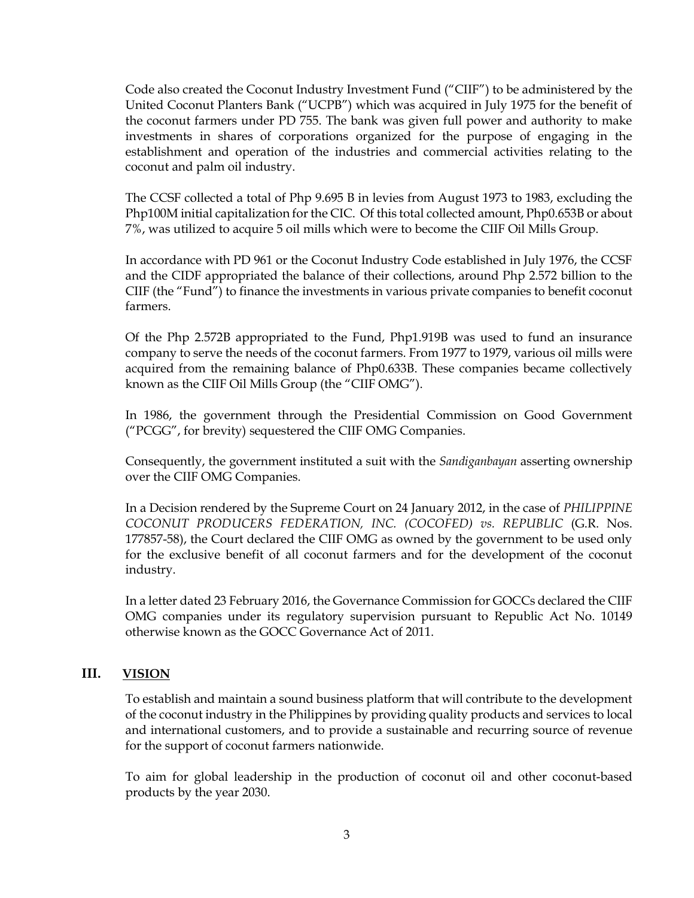Code also created the Coconut Industry Investment Fund ("CIIF") to be administered by the United Coconut Planters Bank ("UCPB") which was acquired in July 1975 for the benefit of the coconut farmers under PD 755. The bank was given full power and authority to make investments in shares of corporations organized for the purpose of engaging in the establishment and operation of the industries and commercial activities relating to the coconut and palm oil industry.

The CCSF collected a total of Php 9.695 B in levies from August 1973 to 1983, excluding the Php100M initial capitalization for the CIC. Of this total collected amount, Php0.653B or about 7%, was utilized to acquire 5 oil mills which were to become the CIIF Oil Mills Group.

In accordance with PD 961 or the Coconut Industry Code established in July 1976, the CCSF and the CIDF appropriated the balance of their collections, around Php 2.572 billion to the CIIF (the "Fund") to finance the investments in various private companies to benefit coconut farmers.

Of the Php 2.572B appropriated to the Fund, Php1.919B was used to fund an insurance company to serve the needs of the coconut farmers. From 1977 to 1979, various oil mills were acquired from the remaining balance of Php0.633B. These companies became collectively known as the CIIF Oil Mills Group (the "CIIF OMG").

In 1986, the government through the Presidential Commission on Good Government ("PCGG", for brevity) sequestered the CIIF OMG Companies.

Consequently, the government instituted a suit with the *Sandiganbayan* asserting ownership over the CIIF OMG Companies.

In a Decision rendered by the Supreme Court on 24 January 2012, in the case of *PHILIPPINE COCONUT PRODUCERS FEDERATION, INC. (COCOFED) vs. REPUBLIC* (G.R. Nos. 177857-58), the Court declared the CIIF OMG as owned by the government to be used only for the exclusive benefit of all coconut farmers and for the development of the coconut industry.

In a letter dated 23 February 2016, the Governance Commission for GOCCs declared the CIIF OMG companies under its regulatory supervision pursuant to Republic Act No. 10149 otherwise known as the GOCC Governance Act of 2011.

## III. VISION

To establish and maintain a sound business platform that will contribute to the development of the coconut industry in the Philippines by providing quality products and services to local and international customers, and to provide a sustainable and recurring source of revenue for the support of coconut farmers nationwide.

To aim for global leadership in the production of coconut oil and other coconut-based products by the year 2030.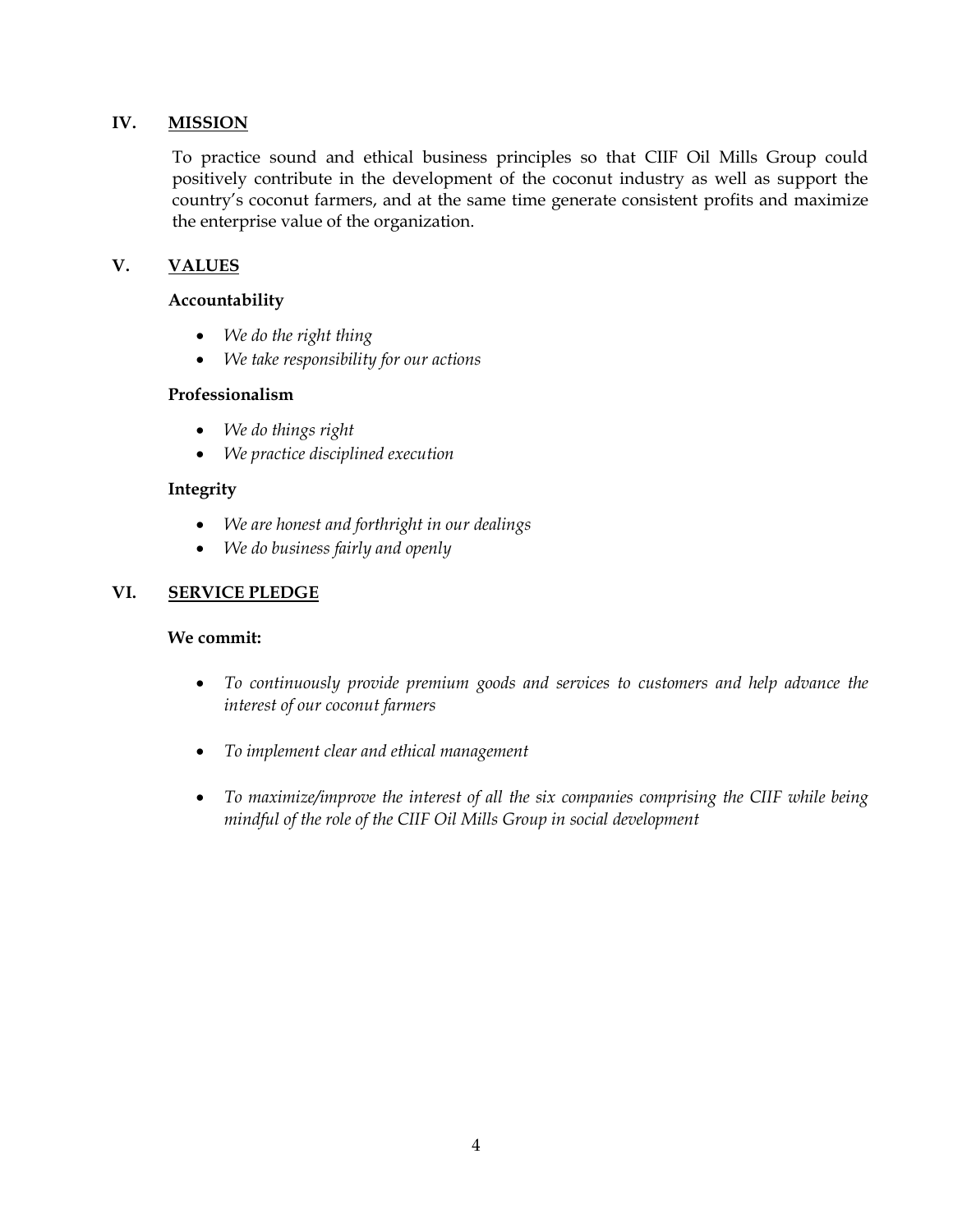## IV. MISSION

To practice sound and ethical business principles so that CIIF Oil Mills Group could positively contribute in the development of the coconut industry as well as support the country's coconut farmers, and at the same time generate consistent profits and maximize the enterprise value of the organization.

## V. VALUES

**Accountability**

- *We do the right thing*
- *We take responsibility for our actions*

**Professionalism**

- *We do things right*
- *We practice disciplined execution*

**Integrity**

- *We are honest and forthright in our dealings*
- *We do business fairly and openly*

## VI. SERVICE PLEDGE

**We commit:**

- *To continuously provide premium goods and services to customers and help advance the interest of our coconut farmers*
- *To implement clear and ethical management*
- *To maximize/improve the interest of all the six companies comprising the CIIF while being mindful of the role of the CIIF Oil Mills Group in social development*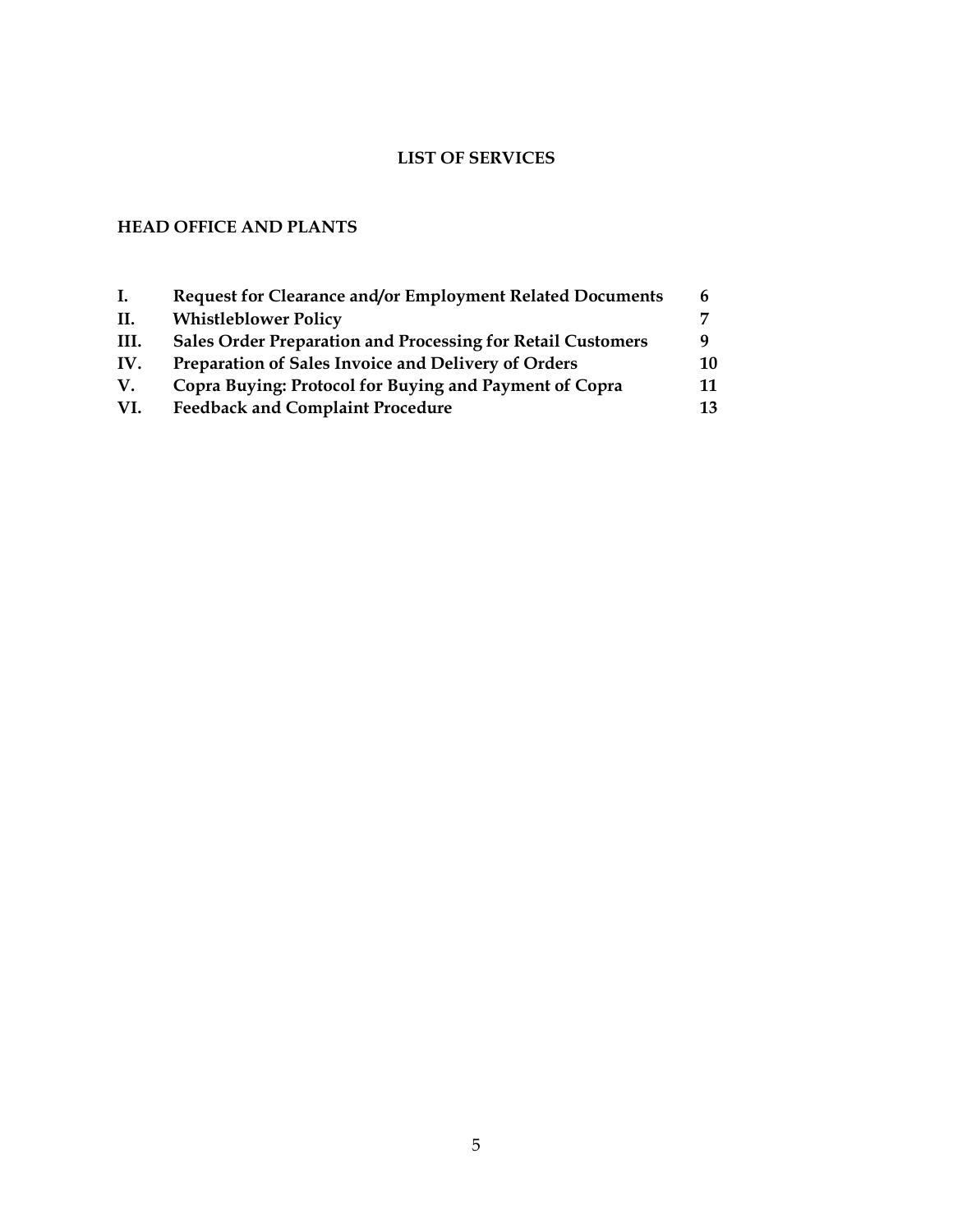# LIST OF SERVICES

## HEAD OFFICE AND PLANTS

| | | |
|---|---|---|
| **I.** | **Request for Clearance and/or Employment Related Documents** | **6** |
| **II.** | **Whistleblower Policy** | **7** |
| **III.** | **Sales Order Preparation and Processing for Retail Customers** | **9** |
| **IV.** | **Preparation of Sales Invoice and Delivery of Orders** | **10** |
| **V.** | **Copra Buying: Protocol for Buying and Payment of Copra** | **11** |
| **VI.** | **Feedback and Complaint Procedure** | **13** |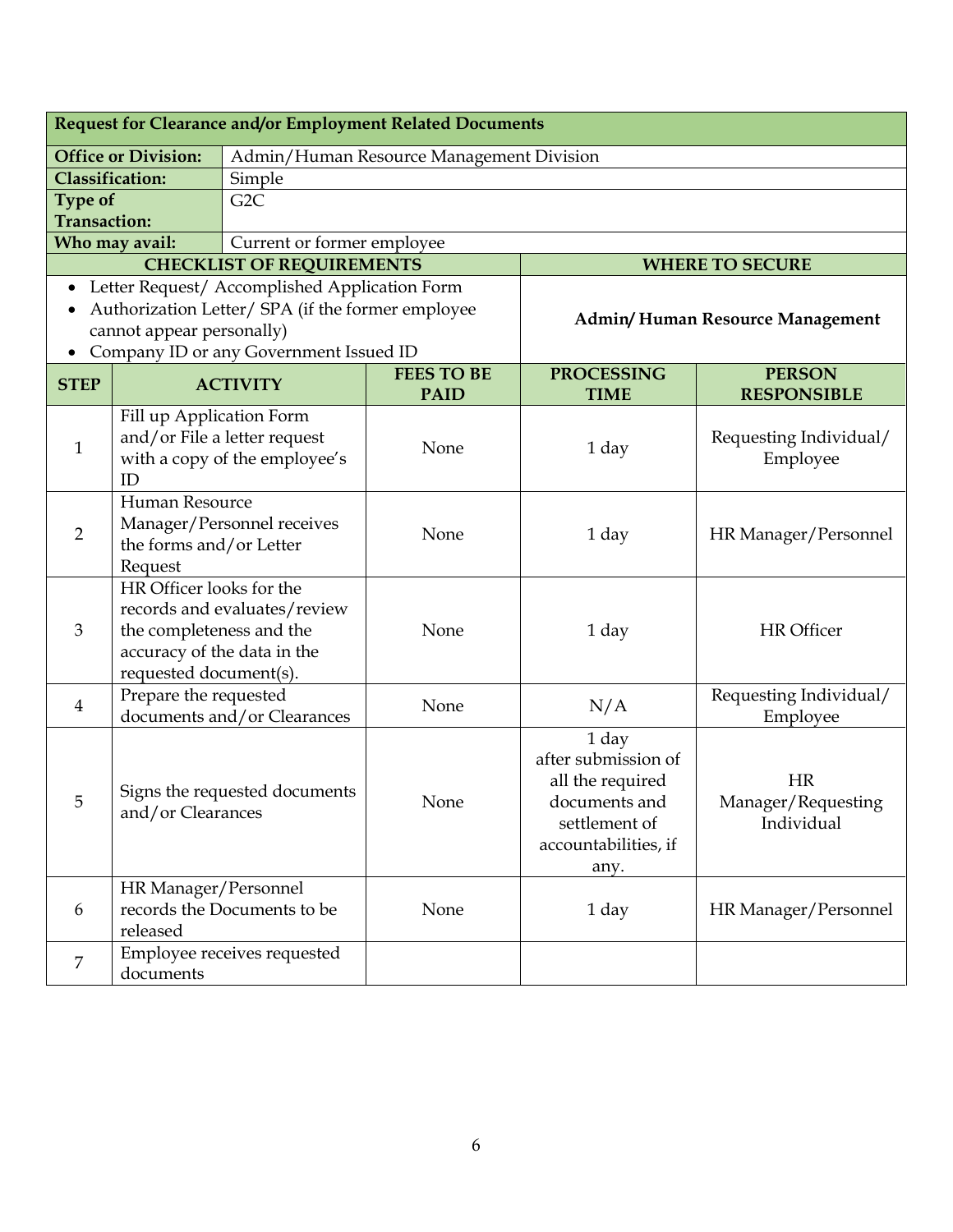| Request for Clearance and/or Employment Related Documents | | | | |
|---|---|---|---|---|
| **Office or Division:** | Admin/Human Resource Management Division | | | |
| **Classification:** | Simple | | | |
| **Type of Transaction:** | G2C | | | |
| **Who may avail:** | Current or former employee | | | |
| **CHECKLIST OF REQUIREMENTS** | | | **WHERE TO SECURE** | |
| • Letter Request/ Accomplished Application Form<br>• Authorization Letter/ SPA (if the former employee cannot appear personally)<br>• Company ID or any Government Issued ID | | | **Admin/ Human Resource Management** | |
| **STEP** | **ACTIVITY** | **FEES TO BE PAID** | **PROCESSING TIME** | **PERSON RESPONSIBLE** |
| 1 | Fill up Application Form and/or File a letter request with a copy of the employee's ID | None | 1 day | Requesting Individual/ Employee |
| 2 | Human Resource Manager/Personnel receives the forms and/or Letter Request | None | 1 day | HR Manager/Personnel |
| 3 | HR Officer looks for the records and evaluates/review the completeness and the accuracy of the data in the requested document(s). | None | 1 day | HR Officer |
| 4 | Prepare the requested documents and/or Clearances | None | N/A | Requesting Individual/ Employee |
| 5 | Signs the requested documents and/or Clearances | None | 1 day after submission of all the required documents and settlement of accountabilities, if any. | HR Manager/Requesting Individual |
| 6 | HR Manager/Personnel records the Documents to be released | None | 1 day | HR Manager/Personnel |
| 7 | Employee receives requested documents | | | |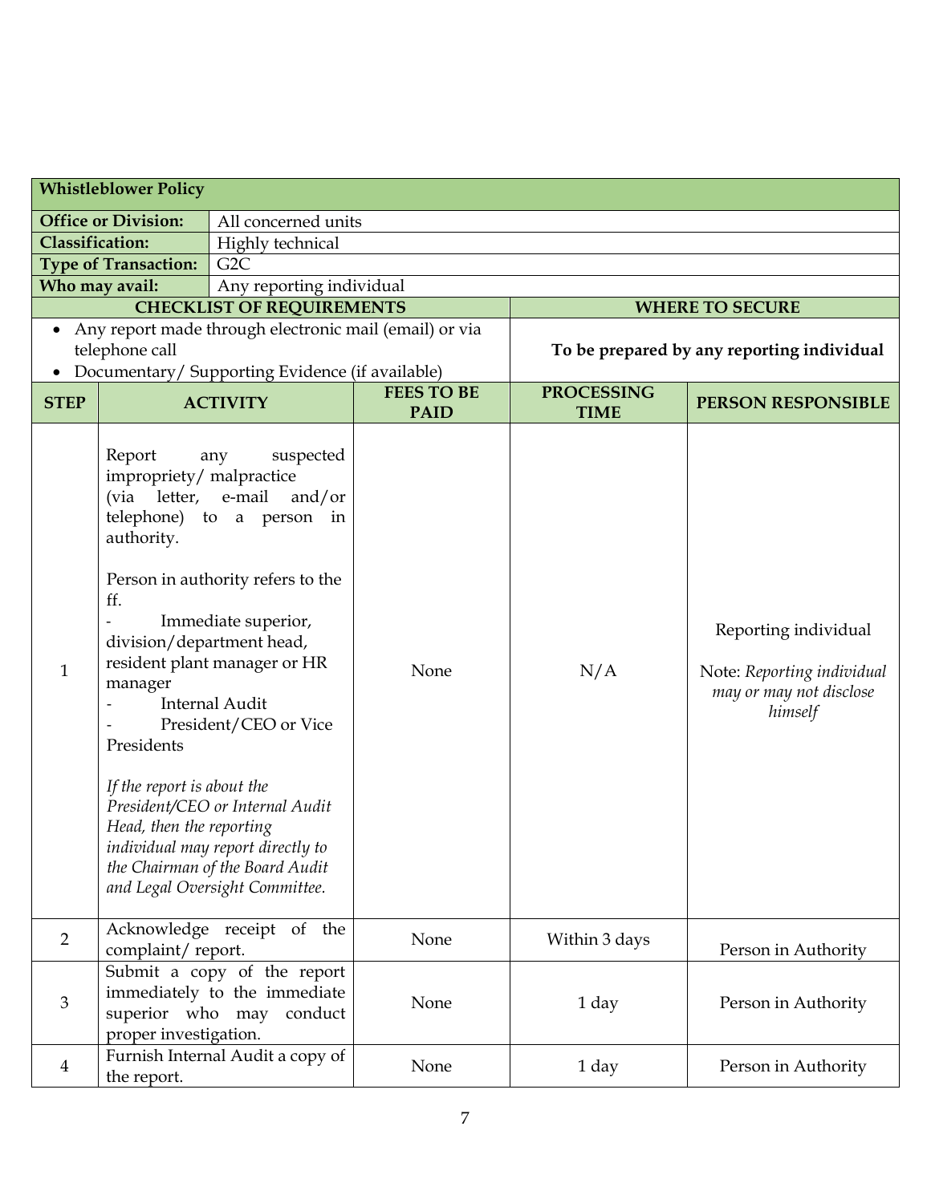## Whistleblower Policy

| | |
|---|---|
| **Office or Division:** | All concerned units |
| **Classification:** | Highly technical |
| **Type of Transaction:** | G2C |
| **Who may avail:** | Any reporting individual |

| CHECKLIST OF REQUIREMENTS | WHERE TO SECURE |
|---|---|
| • Any report made through electronic mail (email) or via telephone call<br>• Documentary/ Supporting Evidence (if available) | **To be prepared by any reporting individual** |

| STEP | ACTIVITY | FEES TO BE PAID | PROCESSING TIME | PERSON RESPONSIBLE |
|---|---|---|---|---|
| 1 | Report any suspected impropriety/ malpractice (via letter, e-mail and/or telephone) to a person in authority.<br><br>Person in authority refers to the ff.<br>- Immediate superior, division/department head, resident plant manager or HR manager<br>- Internal Audit<br>- President/CEO or Vice Presidents<br><br>*If the report is about the President/CEO or Internal Audit Head, then the reporting individual may report directly to the Chairman of the Board Audit and Legal Oversight Committee.* | None | N/A | Reporting individual<br><br>Note: *Reporting individual may or may not disclose himself* |
| 2 | Acknowledge receipt of the complaint/ report. | None | Within 3 days | Person in Authority |
| 3 | Submit a copy of the report immediately to the immediate superior who may conduct proper investigation. | None | 1 day | Person in Authority |
| 4 | Furnish Internal Audit a copy of the report. | None | 1 day | Person in Authority |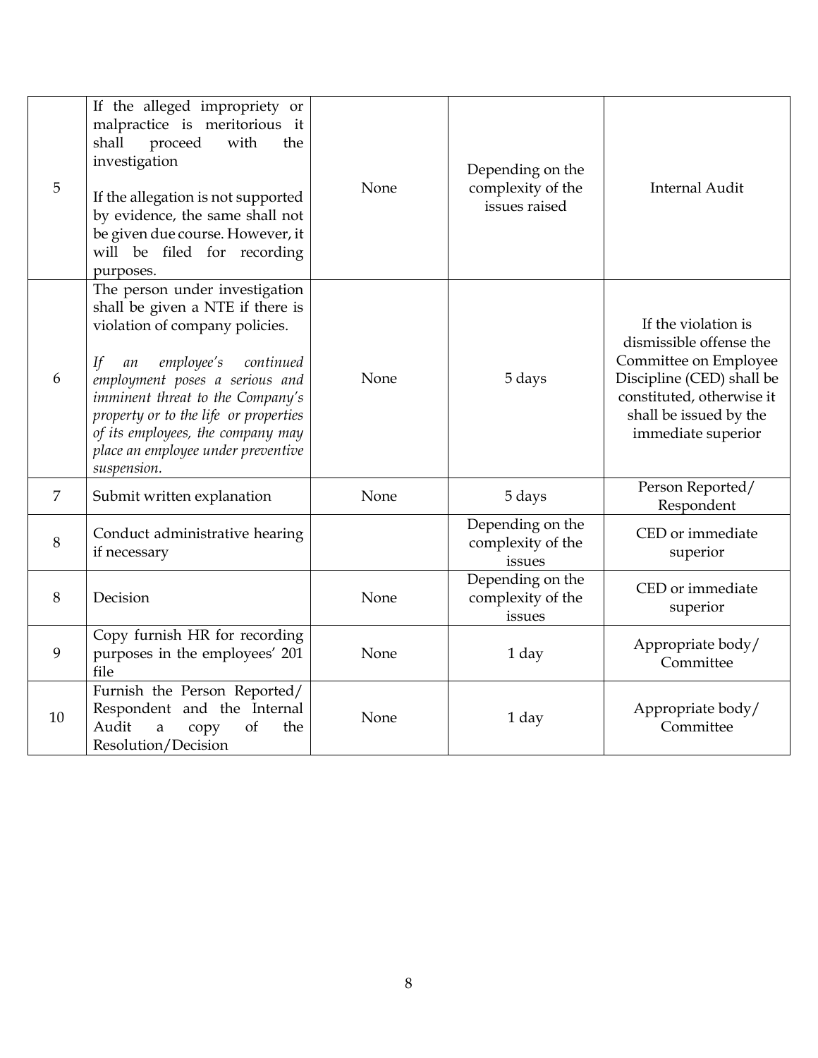| | | | | |
|---|---|---|---|---|
| 5 | If the alleged impropriety or malpractice is meritorious it shall proceed with the investigation<br><br>If the allegation is not supported by evidence, the same shall not be given due course. However, it will be filed for recording purposes. | None | Depending on the complexity of the issues raised | Internal Audit |
| 6 | The person under investigation shall be given a NTE if there is violation of company policies.<br><br>*If an employee's continued employment poses a serious and imminent threat to the Company's property or to the life or properties of its employees, the company may place an employee under preventive suspension.* | None | 5 days | If the violation is dismissible offense the Committee on Employee Discipline (CED) shall be constituted, otherwise it shall be issued by the immediate superior |
| 7 | Submit written explanation | None | 5 days | Person Reported/ Respondent |
| 8 | Conduct administrative hearing if necessary | | Depending on the complexity of the issues | CED or immediate superior |
| 8 | Decision | None | Depending on the complexity of the issues | CED or immediate superior |
| 9 | Copy furnish HR for recording purposes in the employees' 201 file | None | 1 day | Appropriate body/ Committee |
| 10 | Furnish the Person Reported/ Respondent and the Internal Audit a copy of the Resolution/Decision | None | 1 day | Appropriate body/ Committee |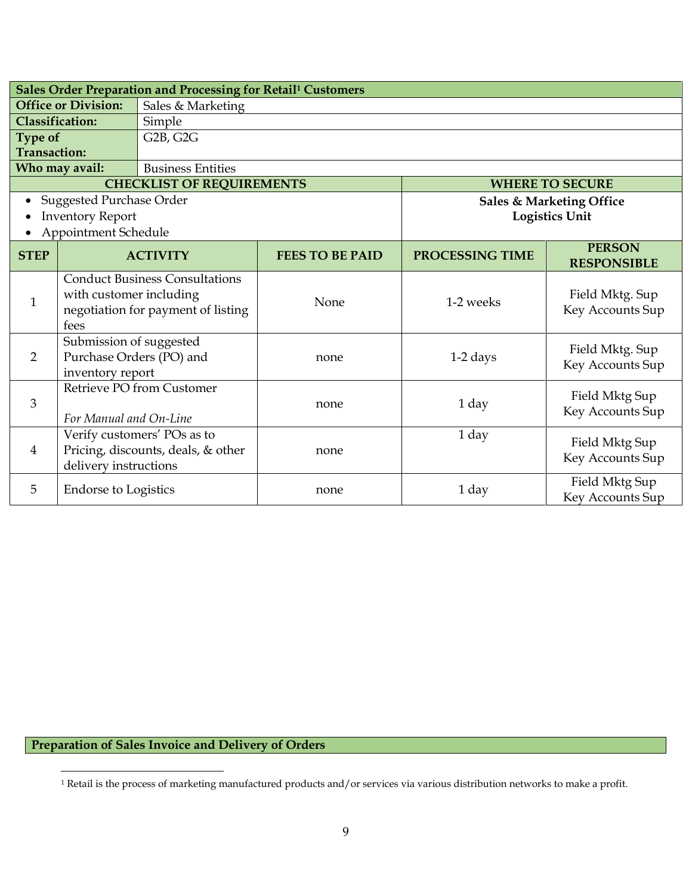| Sales Order Preparation and Processing for Retail[1] Customers | | | | |
|---|---|---|---|---|
| **Office or Division:** | Sales & Marketing | | | |
| **Classification:** | Simple | | | |
| **Type of Transaction:** | G2B, G2G | | | |
| **Who may avail:** | Business Entities | | | |
| **CHECKLIST OF REQUIREMENTS** | | | **WHERE TO SECURE** | |
| • Suggested Purchase Order<br>• Inventory Report<br>• Appointment Schedule | | | **Sales & Marketing Office**<br>**Logistics Unit** | |
| **STEP** | **ACTIVITY** | **FEES TO BE PAID** | **PROCESSING TIME** | **PERSON RESPONSIBLE** |
| 1 | Conduct Business Consultations with customer including negotiation for payment of listing fees | None | 1-2 weeks | Field Mktg. Sup<br>Key Accounts Sup |
| 2 | Submission of suggested Purchase Orders (PO) and inventory report | none | 1-2 days | Field Mktg. Sup<br>Key Accounts Sup |
| 3 | Retrieve PO from Customer<br><br>*For Manual and On-Line* | none | 1 day | Field Mktg Sup<br>Key Accounts Sup |
| 4 | Verify customers' POs as to Pricing, discounts, deals, & other delivery instructions | none | 1 day | Field Mktg Sup<br>Key Accounts Sup |
| 5 | Endorse to Logistics | none | 1 day | Field Mktg Sup<br>Key Accounts Sup |

| Preparation of Sales Invoice and Delivery of Orders |
|---|

[1] Retail is the process of marketing manufactured products and/or services via various distribution networks to make a profit.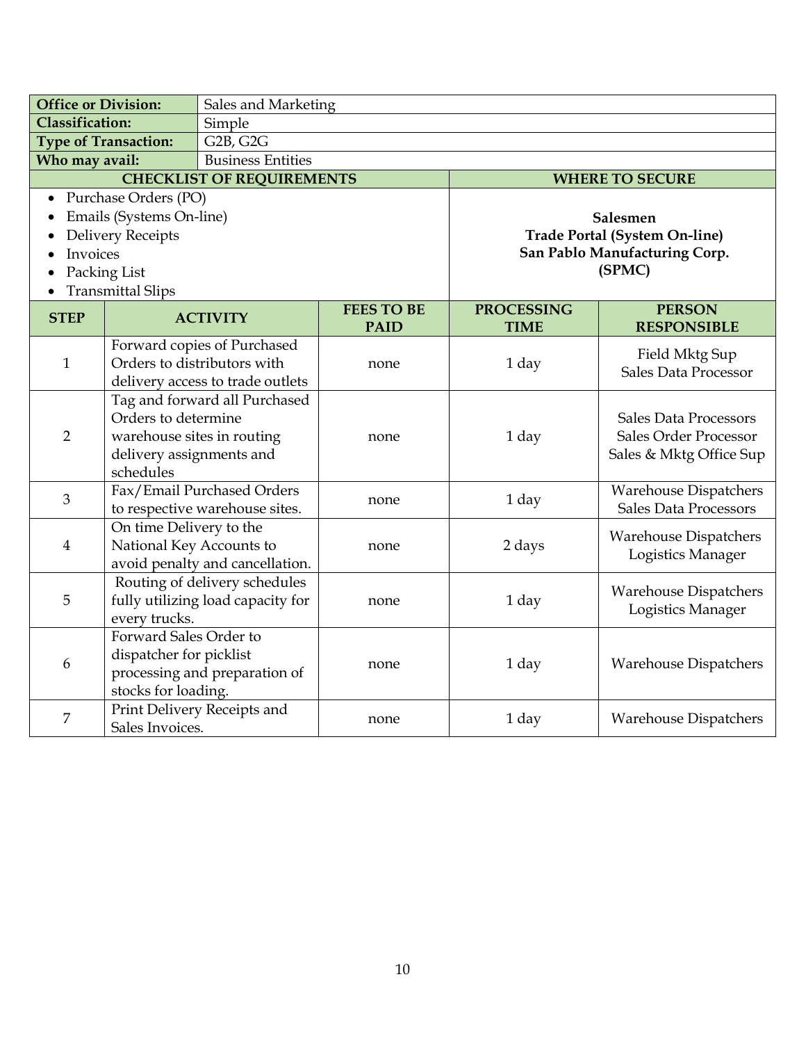| Office or Division: | Sales and Marketing | | | |
|---|---|---|---|---|
| **Classification:** | Simple | | | |
| **Type of Transaction:** | G2B, G2G | | | |
| **Who may avail:** | Business Entities | | | |
| **CHECKLIST OF REQUIREMENTS** | | | **WHERE TO SECURE** | |
| • Purchase Orders (PO)<br>• Emails (Systems On-line)<br>• Delivery Receipts<br>• Invoices<br>• Packing List<br>• Transmittal Slips | | | **Salesmen**<br>**Trade Portal (System On-line)**<br>**San Pablo Manufacturing Corp. (SPMC)** | |
| **STEP** | **ACTIVITY** | **FEES TO BE PAID** | **PROCESSING TIME** | **PERSON RESPONSIBLE** |
| 1 | Forward copies of Purchased Orders to distributors with delivery access to trade outlets | none | 1 day | Field Mktg Sup<br>Sales Data Processor |
| 2 | Tag and forward all Purchased Orders to determine warehouse sites in routing delivery assignments and schedules | none | 1 day | Sales Data Processors<br>Sales Order Processor<br>Sales & Mktg Office Sup |
| 3 | Fax/Email Purchased Orders to respective warehouse sites. | none | 1 day | Warehouse Dispatchers<br>Sales Data Processors |
| 4 | On time Delivery to the National Key Accounts to avoid penalty and cancellation. | none | 2 days | Warehouse Dispatchers<br>Logistics Manager |
| 5 | Routing of delivery schedules fully utilizing load capacity for every trucks. | none | 1 day | Warehouse Dispatchers<br>Logistics Manager |
| 6 | Forward Sales Order to dispatcher for picklist processing and preparation of stocks for loading. | none | 1 day | Warehouse Dispatchers |
| 7 | Print Delivery Receipts and Sales Invoices. | none | 1 day | Warehouse Dispatchers |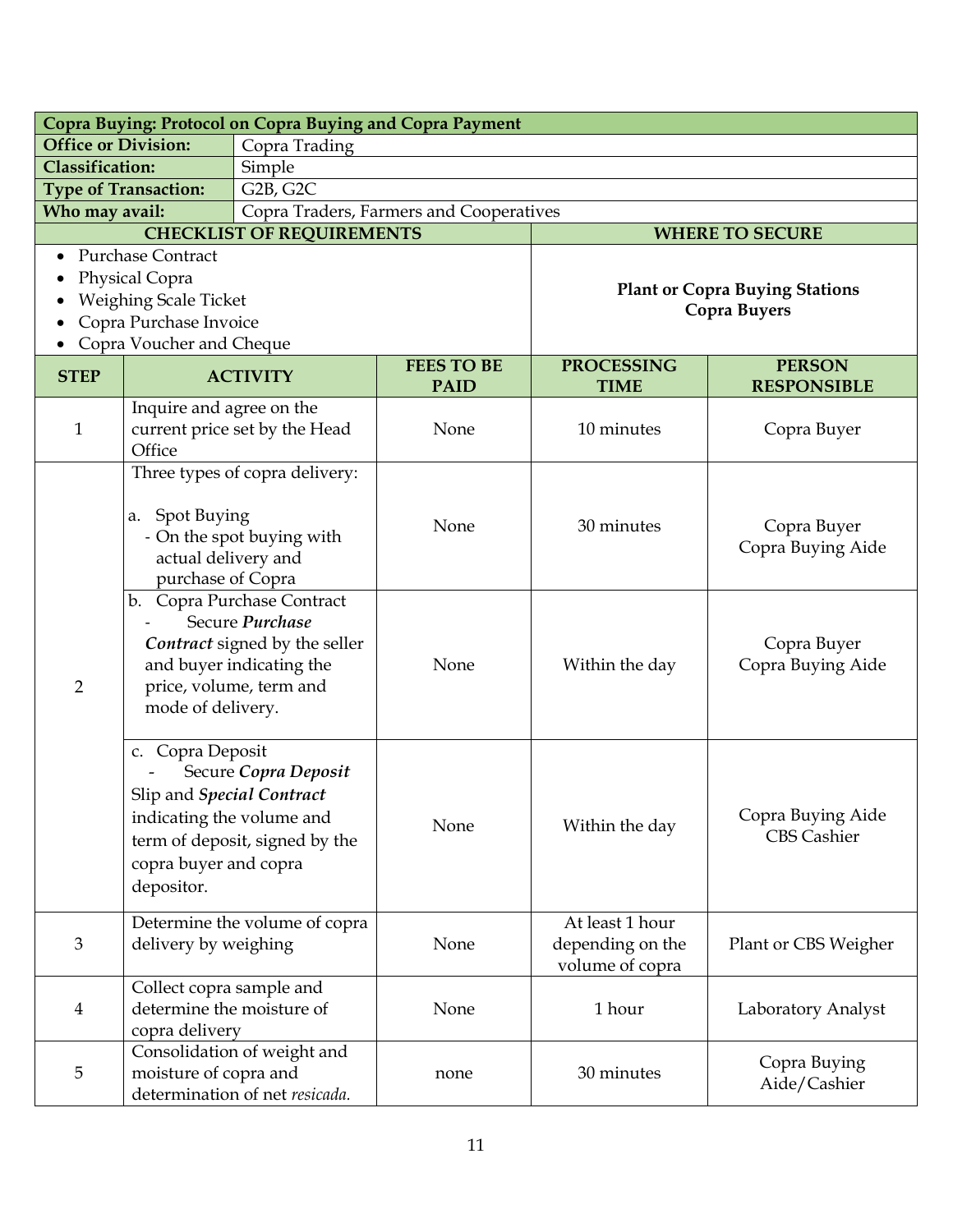| Copra Buying: Protocol on Copra Buying and Copra Payment | | | | |
|---|---|---|---|---|
| **Office or Division:** | Copra Trading | | | |
| **Classification:** | Simple | | | |
| **Type of Transaction:** | G2B, G2C | | | |
| **Who may avail:** | Copra Traders, Farmers and Cooperatives | | | |

| CHECKLIST OF REQUIREMENTS | WHERE TO SECURE |
|---|---|
| • Purchase Contract<br>• Physical Copra<br>• Weighing Scale Ticket<br>• Copra Purchase Invoice<br>• Copra Voucher and Cheque | **Plant or Copra Buying Stations**<br>**Copra Buyers** |

| STEP | ACTIVITY | FEES TO BE PAID | PROCESSING TIME | PERSON RESPONSIBLE |
|---|---|---|---|---|
| 1 | Inquire and agree on the current price set by the Head Office | None | 10 minutes | Copra Buyer |
| 2 | Three types of copra delivery:<br><br>a. Spot Buying<br>- On the spot buying with actual delivery and purchase of Copra | None | 30 minutes | Copra Buyer<br>Copra Buying Aide |
| | b. Copra Purchase Contract<br>- Secure ***Purchase Contract*** signed by the seller and buyer indicating the price, volume, term and mode of delivery. | None | Within the day | Copra Buyer<br>Copra Buying Aide |
| | c. Copra Deposit<br>- Secure ***Copra Deposit*** Slip and ***Special Contract*** indicating the volume and term of deposit, signed by the copra buyer and copra depositor. | None | Within the day | Copra Buying Aide<br>CBS Cashier |
| 3 | Determine the volume of copra delivery by weighing | None | At least 1 hour depending on the volume of copra | Plant or CBS Weigher |
| 4 | Collect copra sample and determine the moisture of copra delivery | None | 1 hour | Laboratory Analyst |
| 5 | Consolidation of weight and moisture of copra and determination of net *resicada.* | none | 30 minutes | Copra Buying Aide/Cashier |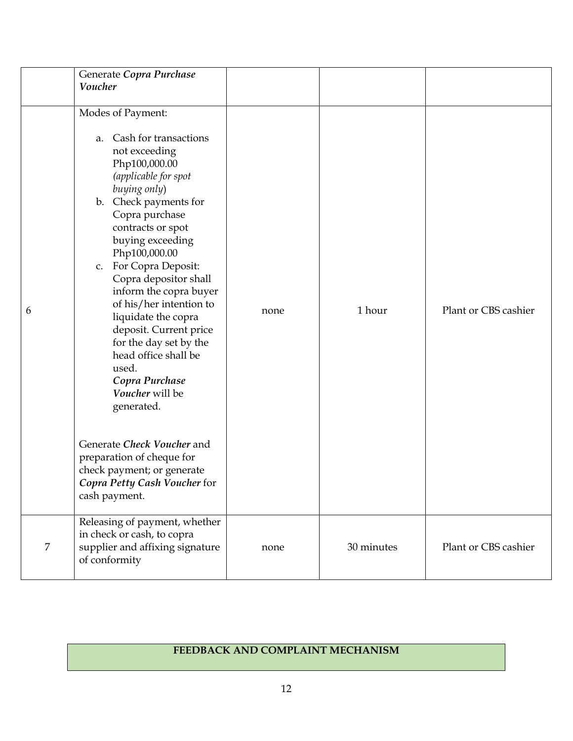| | | | | |
|---|---|---|---|---|
| | Generate ***Copra Purchase Voucher*** | | | |
| 6 | Modes of Payment:<br><br>a. Cash for transactions not exceeding Php100,000.00 *(applicable for spot buying only*)<br>b. Check payments for Copra purchase contracts or spot buying exceeding Php100,000.00<br>c. For Copra Deposit: Copra depositor shall inform the copra buyer of his/her intention to liquidate the copra deposit. Current price for the day set by the head office shall be used. ***Copra Purchase Voucher*** will be generated.<br><br>Generate ***Check Voucher*** and preparation of cheque for check payment; or generate ***Copra Petty Cash Voucher*** for cash payment. | none | 1 hour | Plant or CBS cashier |
| 7 | Releasing of payment, whether in check or cash, to copra supplier and affixing signature of conformity | none | 30 minutes | Plant or CBS cashier |

**FEEDBACK AND COMPLAINT MECHANISM**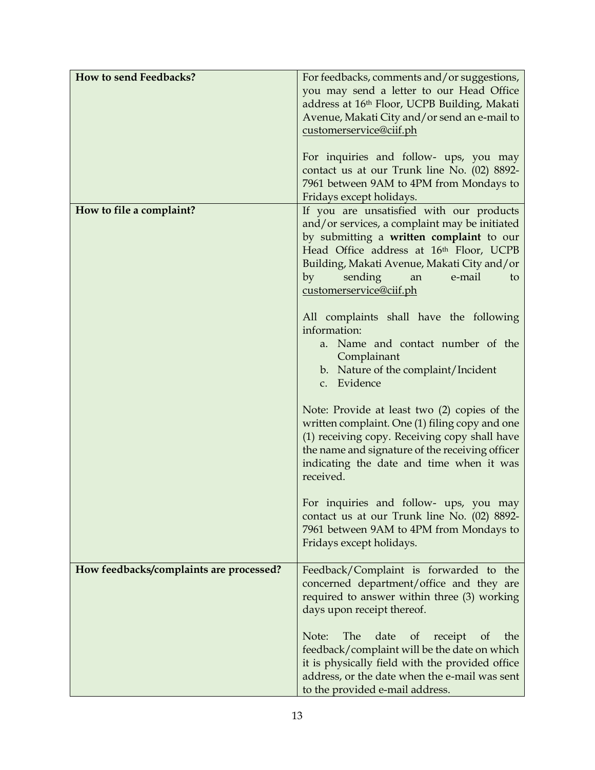| **How to send Feedbacks?** | For feedbacks, comments and/or suggestions, you may send a letter to our Head Office address at 16th Floor, UCPB Building, Makati Avenue, Makati City and/or send an e-mail to customerservice@ciif.ph<br><br>For inquiries and follow- ups, you may contact us at our Trunk line No. (02) 8892-7961 between 9AM to 4PM from Mondays to Fridays except holidays. |
|---|---|
| **How to file a complaint?** | If you are unsatisfied with our products and/or services, a complaint may be initiated by submitting a **written complaint** to our Head Office address at 16th Floor, UCPB Building, Makati Avenue, Makati City and/or by sending an e-mail to customerservice@ciif.ph<br><br>All complaints shall have the following information:<br>a. Name and contact number of the Complainant<br>b. Nature of the complaint/Incident<br>c. Evidence<br><br>Note: Provide at least two (2) copies of the written complaint. One (1) filing copy and one (1) receiving copy. Receiving copy shall have the name and signature of the receiving officer indicating the date and time when it was received.<br><br>For inquiries and follow- ups, you may contact us at our Trunk line No. (02) 8892-7961 between 9AM to 4PM from Mondays to Fridays except holidays. |
| **How feedbacks/complaints are processed?** | Feedback/Complaint is forwarded to the concerned department/office and they are required to answer within three (3) working days upon receipt thereof.<br><br>Note: The date of receipt of the feedback/complaint will be the date on which it is physically field with the provided office address, or the date when the e-mail was sent to the provided e-mail address. |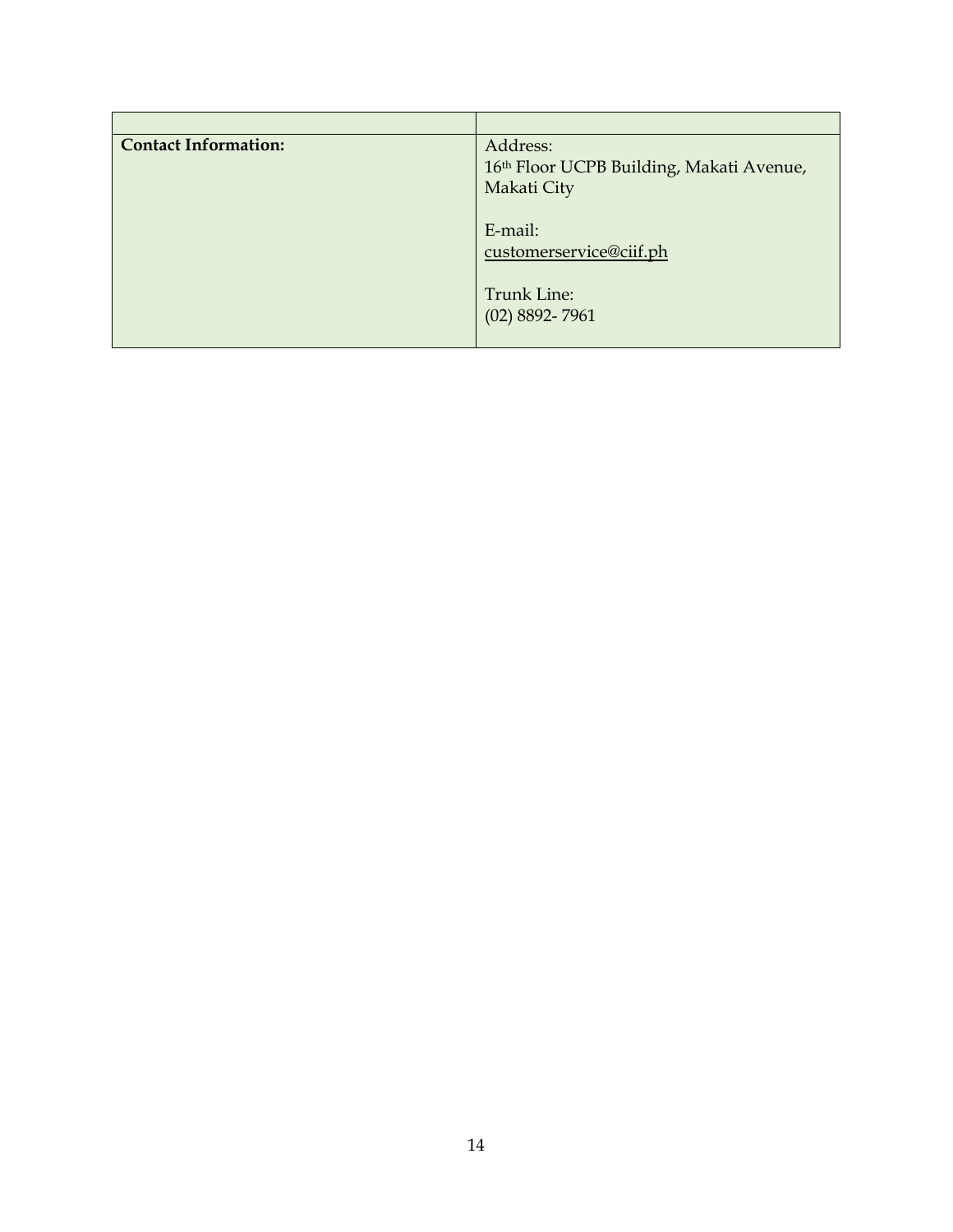| | |
|---|---|
| **Contact Information:** | Address:<br>16th Floor UCPB Building, Makati Avenue, Makati City<br><br>E-mail:<br>customerservice@ciif.ph<br><br>Trunk Line:<br>(02) 8892- 7961 |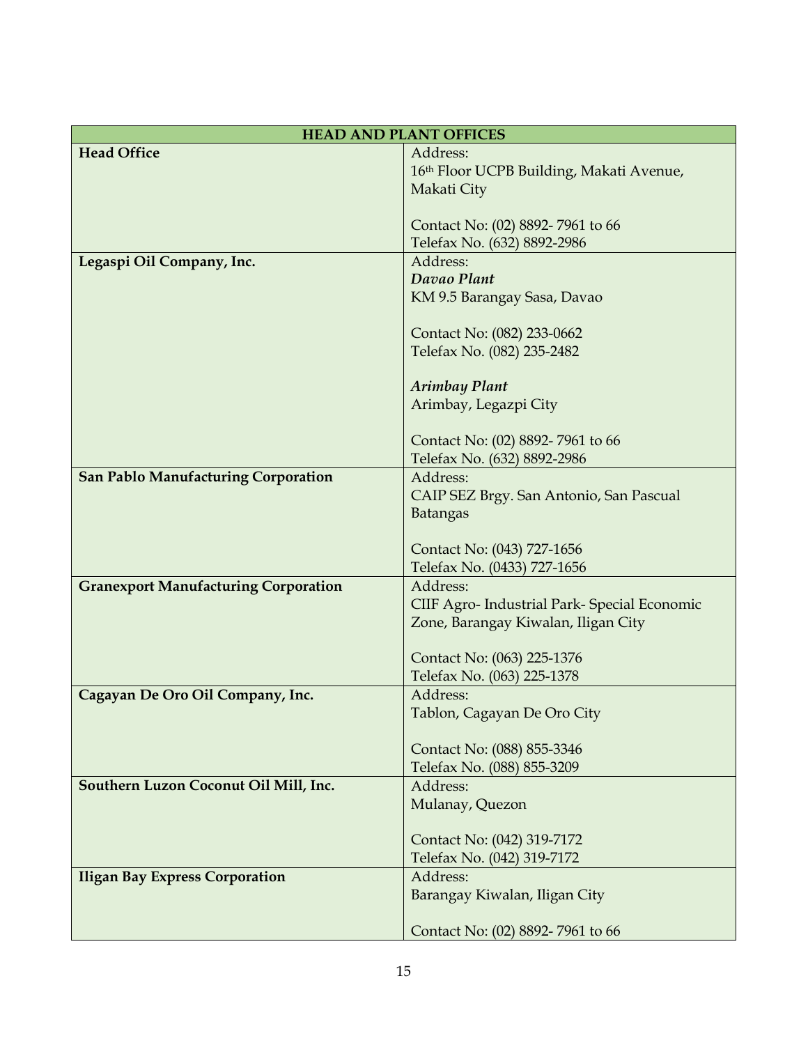| HEAD AND PLANT OFFICES | |
|---|---|
| **Head Office** | Address:<br>16th Floor UCPB Building, Makati Avenue, Makati City<br><br>Contact No: (02) 8892- 7961 to 66<br>Telefax No. (632) 8892-2986 |
| **Legaspi Oil Company, Inc.** | Address:<br>***Davao Plant***<br>KM 9.5 Barangay Sasa, Davao<br><br>Contact No: (082) 233-0662<br>Telefax No. (082) 235-2482<br><br>***Arimbay Plant***<br>Arimbay, Legazpi City<br><br>Contact No: (02) 8892- 7961 to 66<br>Telefax No. (632) 8892-2986 |
| **San Pablo Manufacturing Corporation** | Address:<br>CAIP SEZ Brgy. San Antonio, San Pascual Batangas<br><br>Contact No: (043) 727-1656<br>Telefax No. (0433) 727-1656 |
| **Granexport Manufacturing Corporation** | Address:<br>CIIF Agro- Industrial Park- Special Economic Zone, Barangay Kiwalan, Iligan City<br><br>Contact No: (063) 225-1376<br>Telefax No. (063) 225-1378 |
| **Cagayan De Oro Oil Company, Inc.** | Address:<br>Tablon, Cagayan De Oro City<br><br>Contact No: (088) 855-3346<br>Telefax No. (088) 855-3209 |
| **Southern Luzon Coconut Oil Mill, Inc.** | Address:<br>Mulanay, Quezon<br><br>Contact No: (042) 319-7172<br>Telefax No. (042) 319-7172 |
| **Iligan Bay Express Corporation** | Address:<br>Barangay Kiwalan, Iligan City<br><br>Contact No: (02) 8892- 7961 to 66 |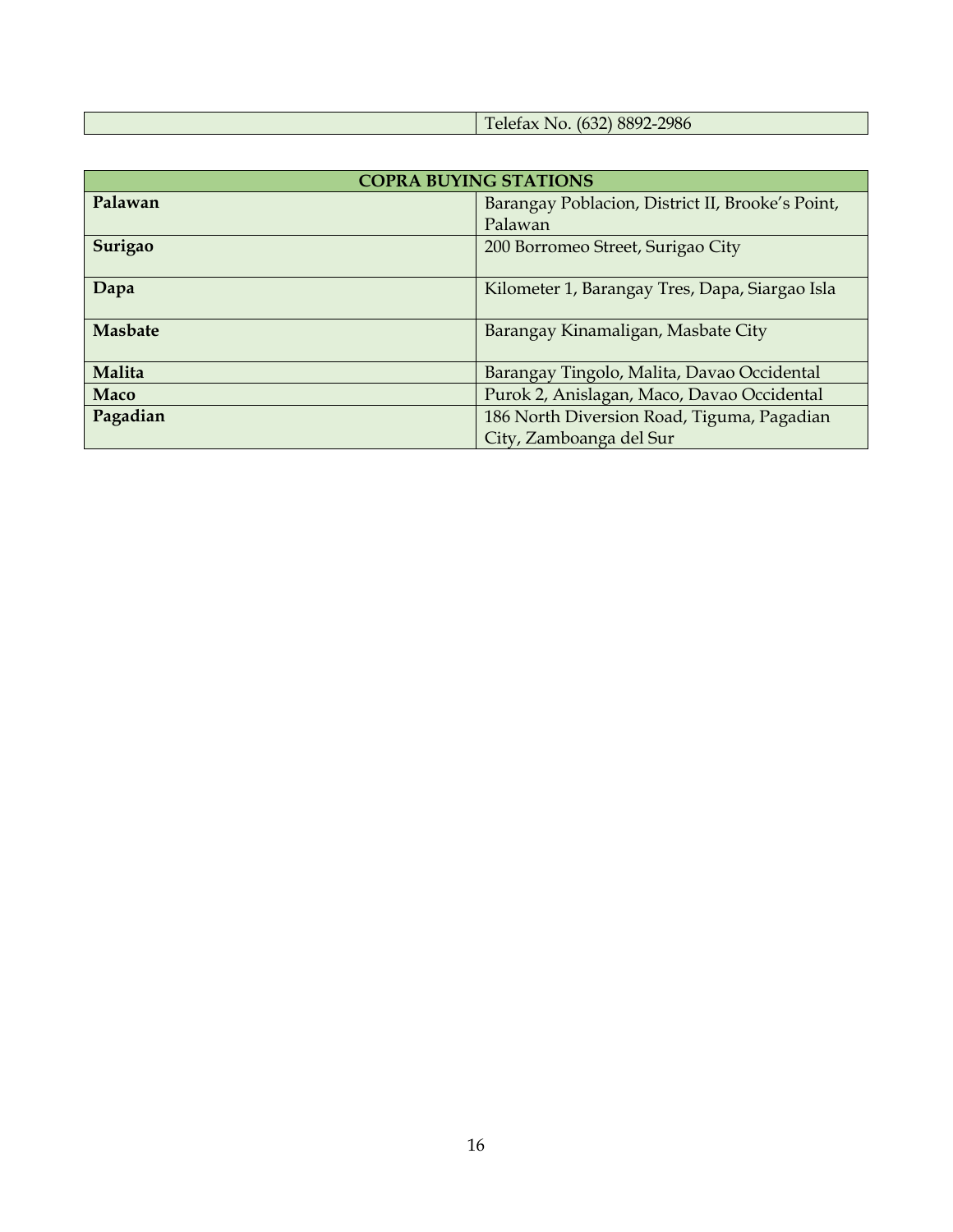| | |
|---|---|
| | Telefax No. (632) 8892-2986 |

| COPRA BUYING STATIONS | |
|---|---|
| **Palawan** | Barangay Poblacion, District II, Brooke's Point, Palawan |
| **Surigao** | 200 Borromeo Street, Surigao City |
| **Dapa** | Kilometer 1, Barangay Tres, Dapa, Siargao Isla |
| **Masbate** | Barangay Kinamaligan, Masbate City |
| **Malita** | Barangay Tingolo, Malita, Davao Occidental |
| **Maco** | Purok 2, Anislagan, Maco, Davao Occidental |
| **Pagadian** | 186 North Diversion Road, Tiguma, Pagadian City, Zamboanga del Sur |